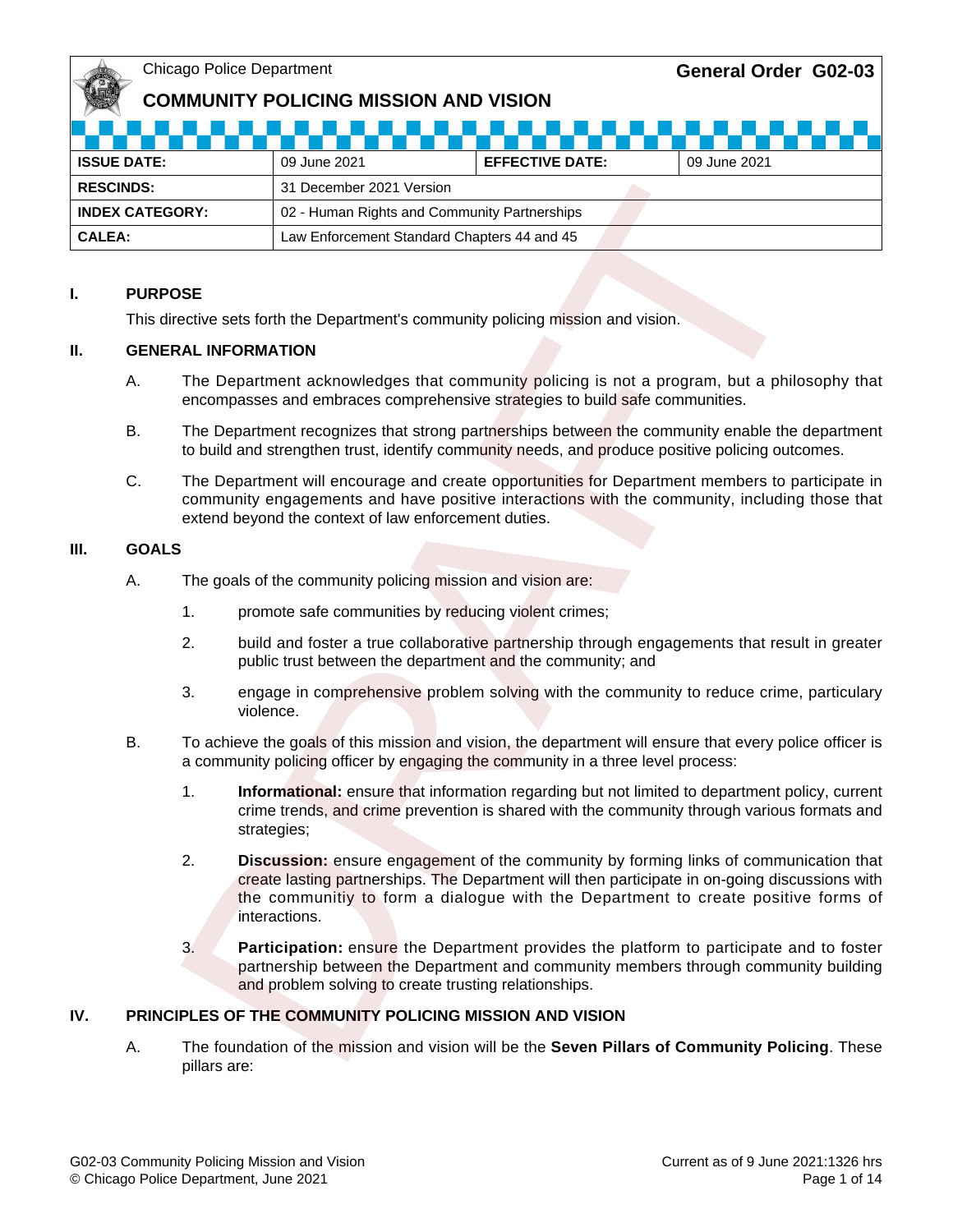Chicago Police Department

**General Order G02-03**

# COMMUNITY POLICING MISSION AND VISION

| ISSUE DATE: | 09 June 2021 | EFFECTIVE DATE: | 09 June 2021 |
|---|---|---|---|
| RESCINDS: | 31 December 2021 Version | | |
| INDEX CATEGORY: | 02 - Human Rights and Community Partnerships | | |
| CALEA: | Law Enforcement Standard Chapters 44 and 45 | | |

DRAFT

## I. PURPOSE

This directive sets forth the Department's community policing mission and vision.

## II. GENERAL INFORMATION

A. The Department acknowledges that community policing is not a program, but a philosophy that encompasses and embraces comprehensive strategies to build safe communities.

B. The Department recognizes that strong partnerships between the community enable the department to build and strengthen trust, identify community needs, and produce positive policing outcomes.

C. The Department will encourage and create opportunities for Department members to participate in community engagements and have positive interactions with the community, including those that extend beyond the context of law enforcement duties.

## III. GOALS

A. The goals of the community policing mission and vision are:

1. promote safe communities by reducing violent crimes;

2. build and foster a true collaborative partnership through engagements that result in greater public trust between the department and the community; and

3. engage in comprehensive problem solving with the community to reduce crime, particulary violence.

B. To achieve the goals of this mission and vision, the department will ensure that every police officer is a community policing officer by engaging the community in a three level process:

1. **Informational:** ensure that information regarding but not limited to department policy, current crime trends, and crime prevention is shared with the community through various formats and strategies;

2. **Discussion:** ensure engagement of the community by forming links of communication that create lasting partnerships. The Department will then participate in on-going discussions with the communitiy to form a dialogue with the Department to create positive forms of interactions.

3. **Participation:** ensure the Department provides the platform to participate and to foster partnership between the Department and community members through community building and problem solving to create trusting relationships.

## IV. PRINCIPLES OF THE COMMUNITY POLICING MISSION AND VISION

A. The foundation of the mission and vision will be the **Seven Pillars of Community Policing**. These pillars are: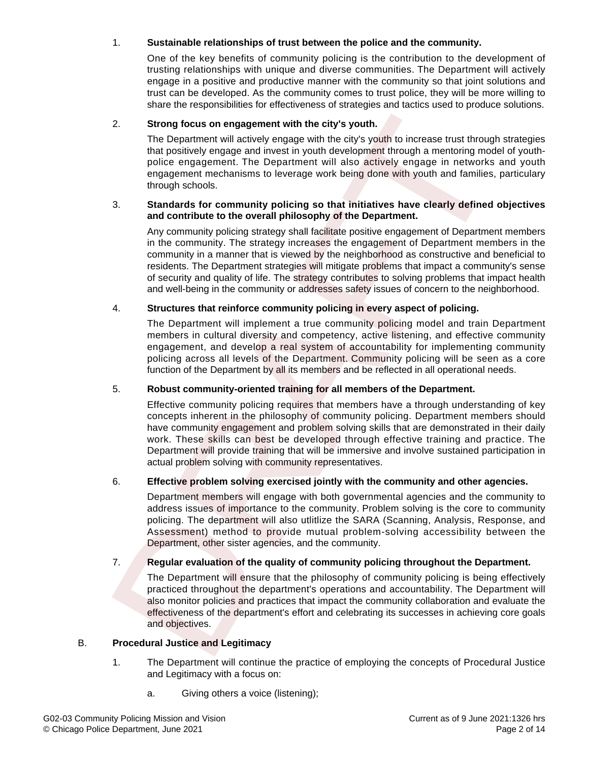1. **Sustainable relationships of trust between the police and the community.**

   One of the key benefits of community policing is the contribution to the development of trusting relationships with unique and diverse communities. The Department will actively engage in a positive and productive manner with the community so that joint solutions and trust can be developed. As the community comes to trust police, they will be more willing to share the responsibilities for effectiveness of strategies and tactics used to produce solutions.

2. **Strong focus on engagement with the city's youth.**

   The Department will actively engage with the city's youth to increase trust through strategies that positively engage and invest in youth development through a mentoring model of youth-police engagement. The Department will also actively engage in networks and youth engagement mechanisms to leverage work being done with youth and families, particulary through schools.

3. **Standards for community policing so that initiatives have clearly defined objectives and contribute to the overall philosophy of the Department.**

   Any community policing strategy shall facilitate positive engagement of Department members in the community. The strategy increases the engagement of Department members in the community in a manner that is viewed by the neighborhood as constructive and beneficial to residents. The Department strategies will mitigate problems that impact a community's sense of security and quality of life. The strategy contributes to solving problems that impact health and well-being in the community or addresses safety issues of concern to the neighborhood.

4. **Structures that reinforce community policing in every aspect of policing.**

   The Department will implement a true community policing model and train Department members in cultural diversity and competency, active listening, and effective community engagement, and develop a real system of accountability for implementing community policing across all levels of the Department. Community policing will be seen as a core function of the Department by all its members and be reflected in all operational needs.

5. **Robust community-oriented training for all members of the Department.**

   Effective community policing requires that members have a through understanding of key concepts inherent in the philosophy of community policing. Department members should have community engagement and problem solving skills that are demonstrated in their daily work. These skills can best be developed through effective training and practice. The Department will provide training that will be immersive and involve sustained participation in actual problem solving with community representatives.

6. **Effective problem solving exercised jointly with the community and other agencies.**

   Department members will engage with both governmental agencies and the community to address issues of importance to the community. Problem solving is the core to community policing. The department will also utlitlize the SARA (Scanning, Analysis, Response, and Assessment) method to provide mutual problem-solving accessibility between the Department, other sister agencies, and the community.

7. **Regular evaluation of the quality of community policing throughout the Department.**

   The Department will ensure that the philosophy of community policing is being effectively practiced throughout the department's operations and accountability. The Department will also monitor policies and practices that impact the community collaboration and evaluate the effectiveness of the department's effort and celebrating its successes in achieving core goals and objectives.

B. **Procedural Justice and Legitimacy**

1. The Department will continue the practice of employing the concepts of Procedural Justice and Legitimacy with a focus on:

   a. Giving others a voice (listening);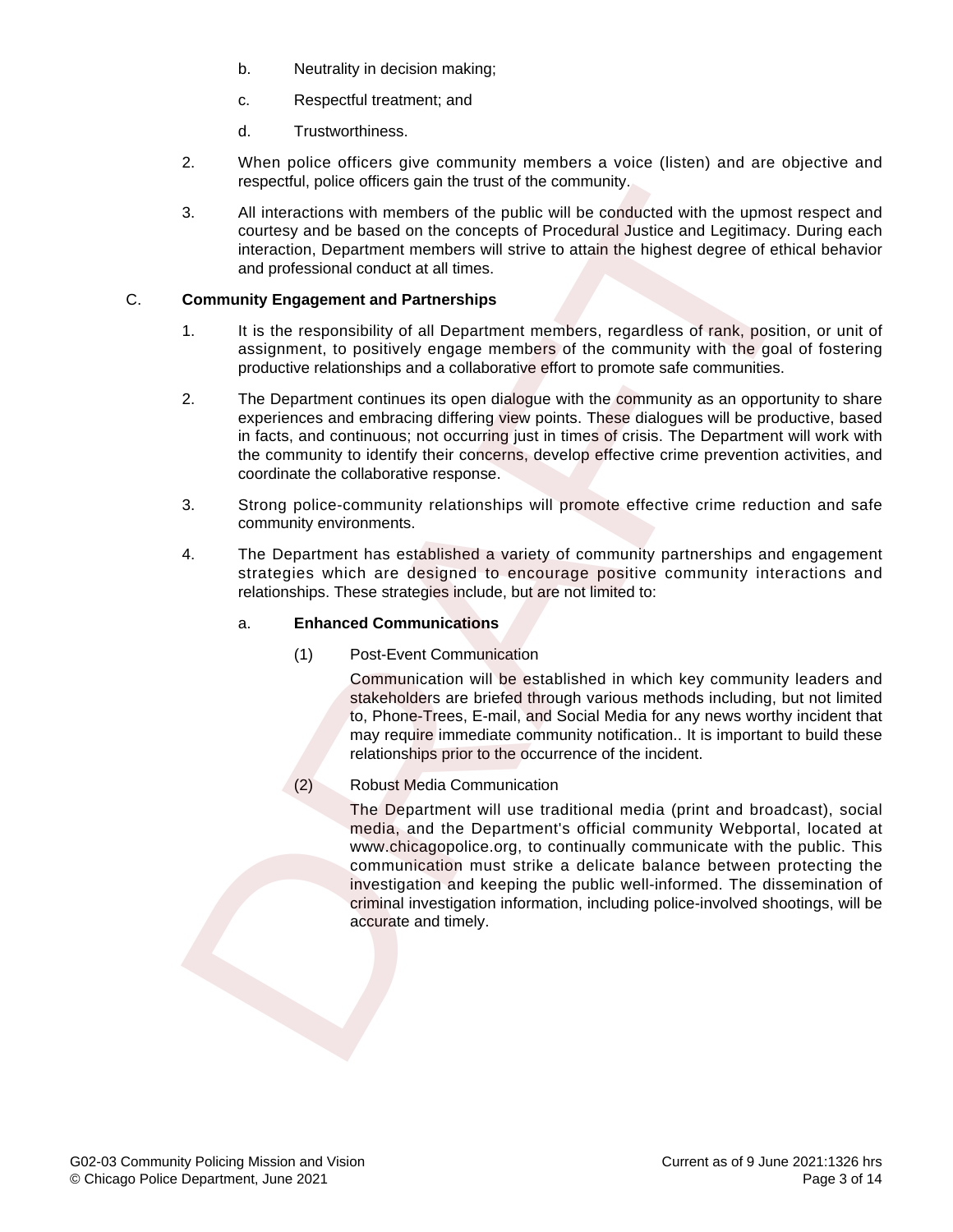b. Neutrality in decision making;

c. Respectful treatment; and

d. Trustworthiness.

2. When police officers give community members a voice (listen) and are objective and respectful, police officers gain the trust of the community.

3. All interactions with members of the public will be conducted with the upmost respect and courtesy and be based on the concepts of Procedural Justice and Legitimacy. During each interaction, Department members will strive to attain the highest degree of ethical behavior and professional conduct at all times.

C. **Community Engagement and Partnerships**

1. It is the responsibility of all Department members, regardless of rank, position, or unit of assignment, to positively engage members of the community with the goal of fostering productive relationships and a collaborative effort to promote safe communities.

2. The Department continues its open dialogue with the community as an opportunity to share experiences and embracing differing view points. These dialogues will be productive, based in facts, and continuous; not occurring just in times of crisis. The Department will work with the community to identify their concerns, develop effective crime prevention activities, and coordinate the collaborative response.

3. Strong police-community relationships will promote effective crime reduction and safe community environments.

4. The Department has established a variety of community partnerships and engagement strategies which are designed to encourage positive community interactions and relationships. These strategies include, but are not limited to:

a. **Enhanced Communications**

(1) Post-Event Communication

Communication will be established in which key community leaders and stakeholders are briefed through various methods including, but not limited to, Phone-Trees, E-mail, and Social Media for any news worthy incident that may require immediate community notification.. It is important to build these relationships prior to the occurrence of the incident.

(2) Robust Media Communication

The Department will use traditional media (print and broadcast), social media, and the Department's official community Webportal, located at www.chicagopolice.org, to continually communicate with the public. This communication must strike a delicate balance between protecting the investigation and keeping the public well-informed. The dissemination of criminal investigation information, including police-involved shootings, will be accurate and timely.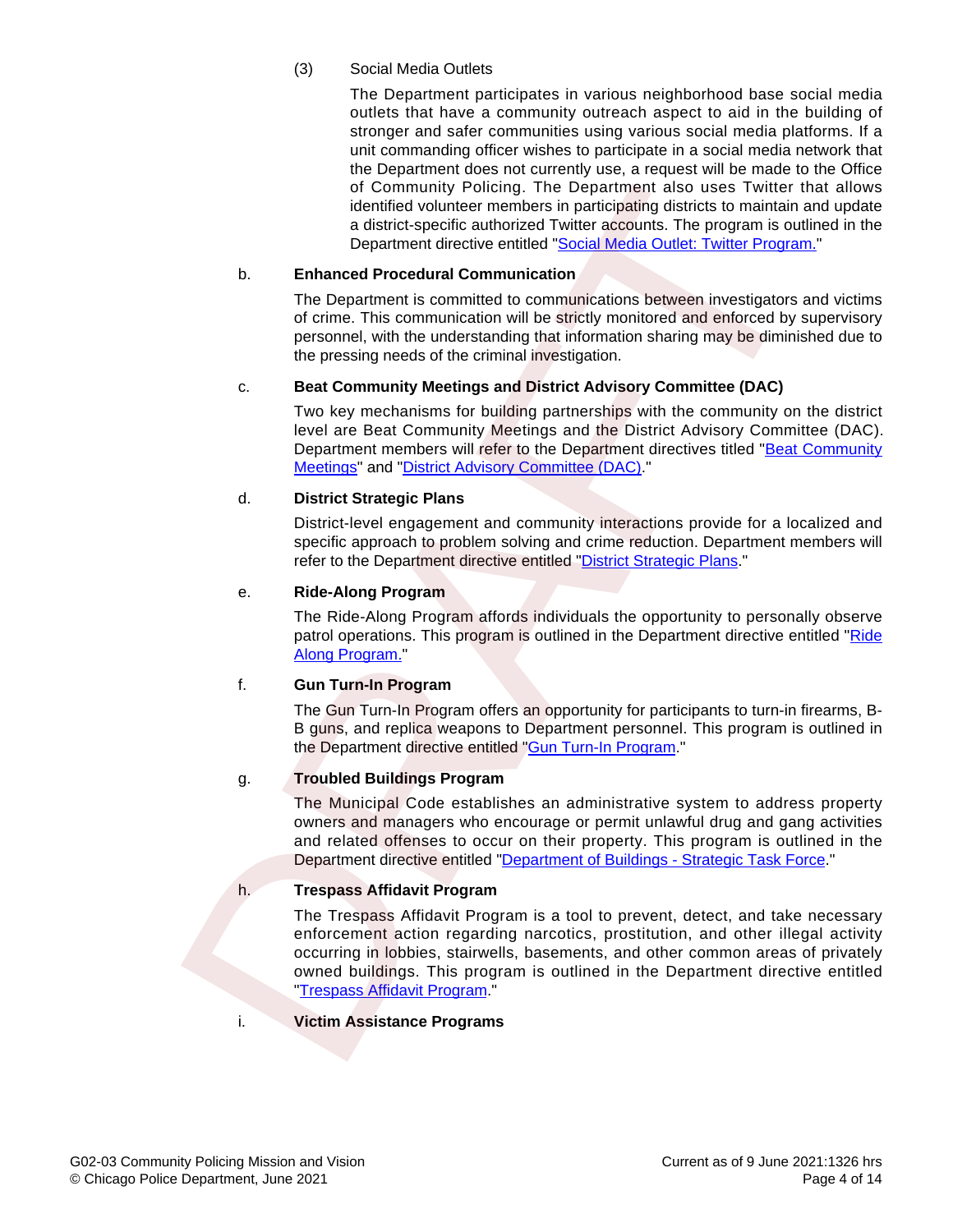(3) Social Media Outlets

The Department participates in various neighborhood base social media outlets that have a community outreach aspect to aid in the building of stronger and safer communities using various social media platforms. If a unit commanding officer wishes to participate in a social media network that the Department does not currently use, a request will be made to the Office of Community Policing. The Department also uses Twitter that allows identified volunteer members in participating districts to maintain and update a district-specific authorized Twitter accounts. The program is outlined in the Department directive entitled "Social Media Outlet: Twitter Program."

b. **Enhanced Procedural Communication**

The Department is committed to communications between investigators and victims of crime. This communication will be strictly monitored and enforced by supervisory personnel, with the understanding that information sharing may be diminished due to the pressing needs of the criminal investigation.

c. **Beat Community Meetings and District Advisory Committee (DAC)**

Two key mechanisms for building partnerships with the community on the district level are Beat Community Meetings and the District Advisory Committee (DAC). Department members will refer to the Department directives titled "Beat Community Meetings" and "District Advisory Committee (DAC)."

d. **District Strategic Plans**

District-level engagement and community interactions provide for a localized and specific approach to problem solving and crime reduction. Department members will refer to the Department directive entitled "District Strategic Plans."

e. **Ride-Along Program**

The Ride-Along Program affords individuals the opportunity to personally observe patrol operations. This program is outlined in the Department directive entitled "Ride Along Program."

f. **Gun Turn-In Program**

The Gun Turn-In Program offers an opportunity for participants to turn-in firearms, B-B guns, and replica weapons to Department personnel. This program is outlined in the Department directive entitled "Gun Turn-In Program."

g. **Troubled Buildings Program**

The Municipal Code establishes an administrative system to address property owners and managers who encourage or permit unlawful drug and gang activities and related offenses to occur on their property. This program is outlined in the Department directive entitled "Department of Buildings - Strategic Task Force."

h. **Trespass Affidavit Program**

The Trespass Affidavit Program is a tool to prevent, detect, and take necessary enforcement action regarding narcotics, prostitution, and other illegal activity occurring in lobbies, stairwells, basements, and other common areas of privately owned buildings. This program is outlined in the Department directive entitled "Trespass Affidavit Program."

i. **Victim Assistance Programs**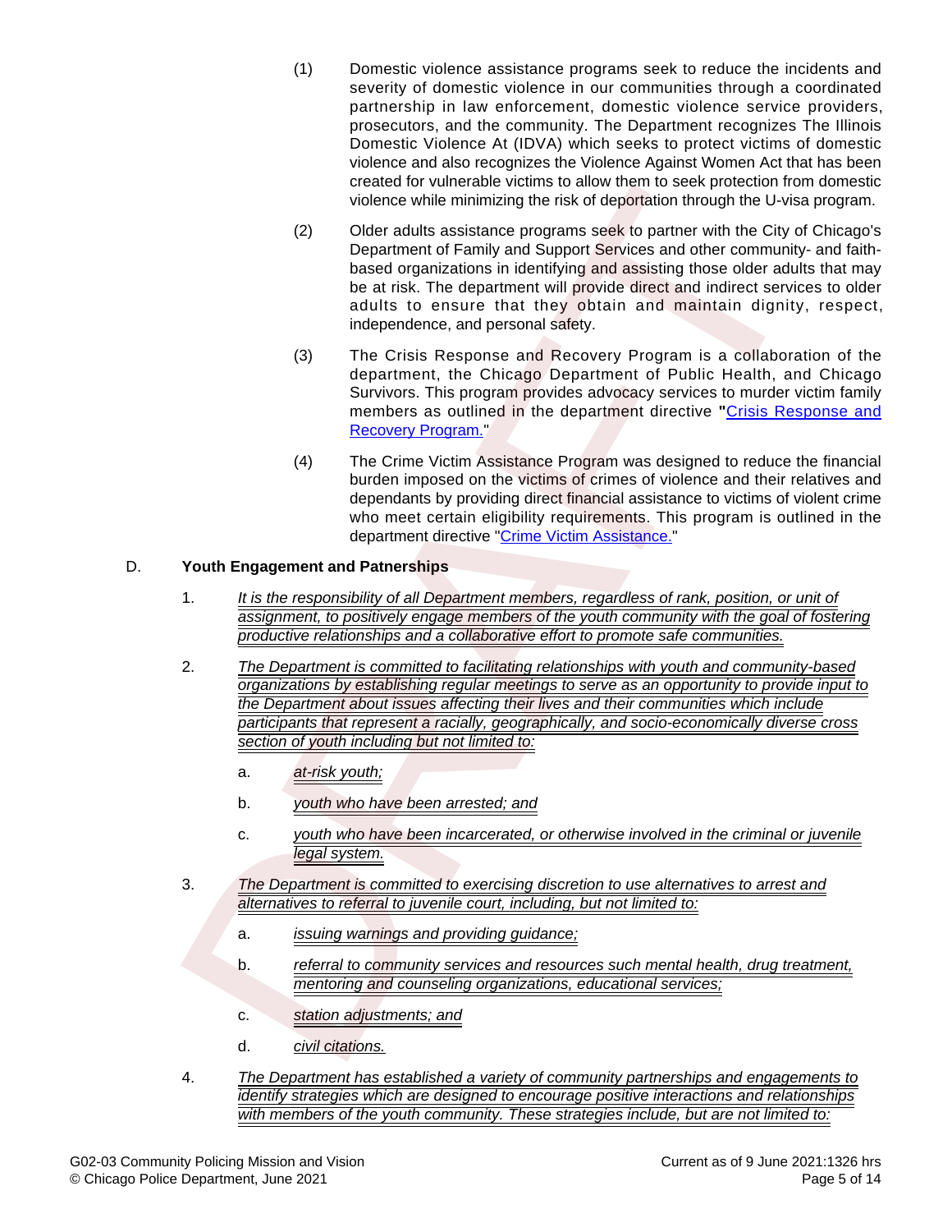(1) Domestic violence assistance programs seek to reduce the incidents and severity of domestic violence in our communities through a coordinated partnership in law enforcement, domestic violence service providers, prosecutors, and the community. The Department recognizes The Illinois Domestic Violence At (IDVA) which seeks to protect victims of domestic violence and also recognizes the Violence Against Women Act that has been created for vulnerable victims to allow them to seek protection from domestic violence while minimizing the risk of deportation through the U-visa program.

(2) Older adults assistance programs seek to partner with the City of Chicago's Department of Family and Support Services and other community- and faith-based organizations in identifying and assisting those older adults that may be at risk. The department will provide direct and indirect services to older adults to ensure that they obtain and maintain dignity, respect, independence, and personal safety.

(3) The Crisis Response and Recovery Program is a collaboration of the department, the Chicago Department of Public Health, and Chicago Survivors. This program provides advocacy services to murder victim family members as outlined in the department directive "**Crisis Response and Recovery Program.**"

(4) The Crime Victim Assistance Program was designed to reduce the financial burden imposed on the victims of crimes of violence and their relatives and dependants by providing direct financial assistance to victims of violent crime who meet certain eligibility requirements. This program is outlined in the department directive "Crime Victim Assistance."

D. **Youth Engagement and Patnerships**

1. *It is the responsibility of all Department members, regardless of rank, position, or unit of assignment, to positively engage members of the youth community with the goal of fostering productive relationships and a collaborative effort to promote safe communities.*

2. *The Department is committed to facilitating relationships with youth and community-based organizations by establishing regular meetings to serve as an opportunity to provide input to the Department about issues affecting their lives and their communities which include participants that represent a racially, geographically, and socio-economically diverse cross section of youth including but not limited to:*

   a. *at-risk youth;*

   b. *youth who have been arrested; and*

   c. *youth who have been incarcerated, or otherwise involved in the criminal or juvenile legal system.*

3. *The Department is committed to exercising discretion to use alternatives to arrest and alternatives to referral to juvenile court, including, but not limited to:*

   a. *issuing warnings and providing guidance;*

   b. *referral to community services and resources such mental health, drug treatment, mentoring and counseling organizations, educational services;*

   c. *station adjustments; and*

   d. *civil citations.*

4. *The Department has established a variety of community partnerships and engagements to identify strategies which are designed to encourage positive interactions and relationships with members of the youth community. These strategies include, but are not limited to:*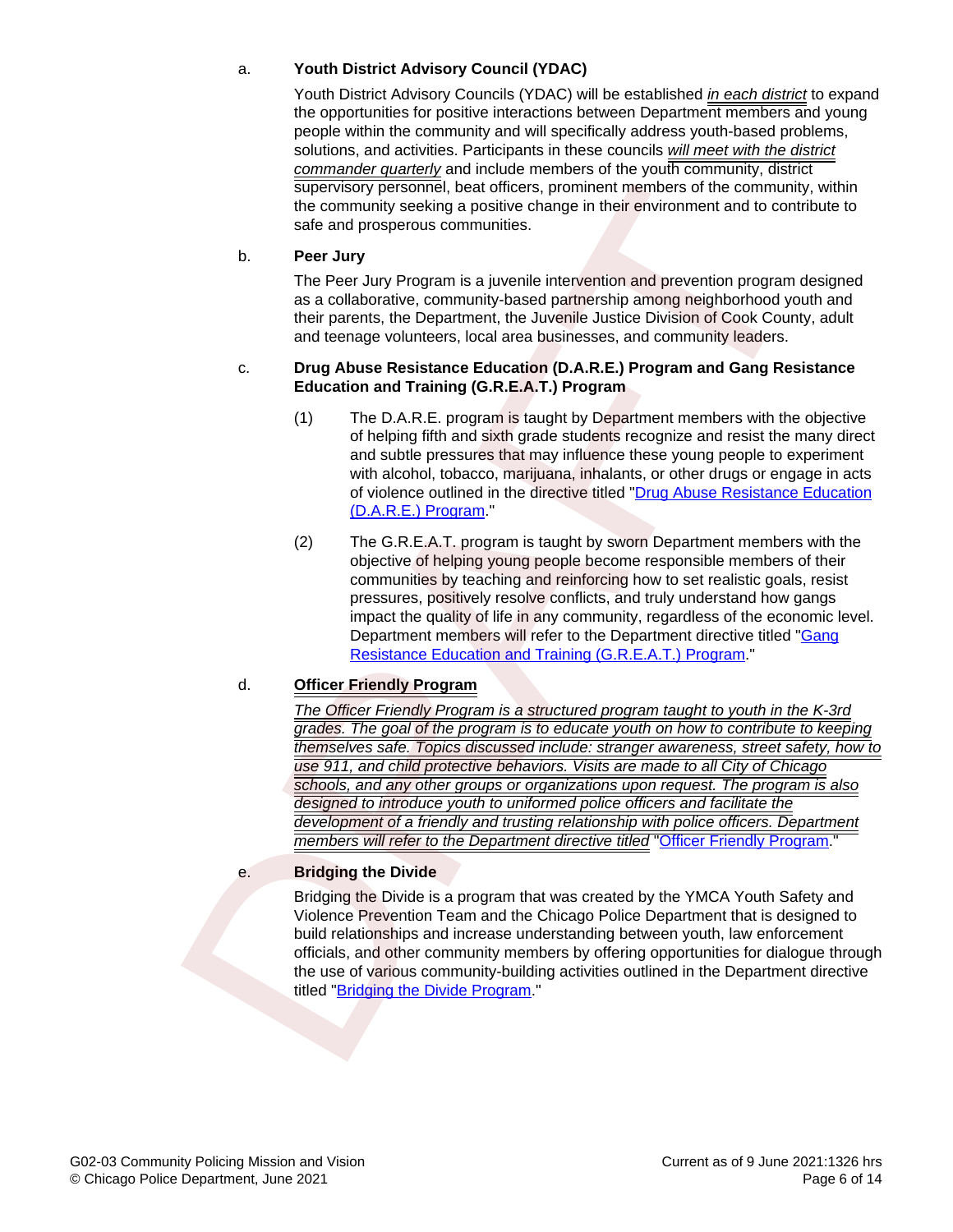a. **Youth District Advisory Council (YDAC)**

Youth District Advisory Councils (YDAC) will be established *in each district* to expand the opportunities for positive interactions between Department members and young people within the community and will specifically address youth-based problems, solutions, and activities. Participants in these councils *will meet with the district commander quarterly* and include members of the youth community, district supervisory personnel, beat officers, prominent members of the community, within the community seeking a positive change in their environment and to contribute to safe and prosperous communities.

b. **Peer Jury**

The Peer Jury Program is a juvenile intervention and prevention program designed as a collaborative, community-based partnership among neighborhood youth and their parents, the Department, the Juvenile Justice Division of Cook County, adult and teenage volunteers, local area businesses, and community leaders.

c. **Drug Abuse Resistance Education (D.A.R.E.) Program and Gang Resistance Education and Training (G.R.E.A.T.) Program**

(1) The D.A.R.E. program is taught by Department members with the objective of helping fifth and sixth grade students recognize and resist the many direct and subtle pressures that may influence these young people to experiment with alcohol, tobacco, marijuana, inhalants, or other drugs or engage in acts of violence outlined in the directive titled "Drug Abuse Resistance Education (D.A.R.E.) Program."

(2) The G.R.E.A.T. program is taught by sworn Department members with the objective of helping young people become responsible members of their communities by teaching and reinforcing how to set realistic goals, resist pressures, positively resolve conflicts, and truly understand how gangs impact the quality of life in any community, regardless of the economic level. Department members will refer to the Department directive titled "Gang Resistance Education and Training (G.R.E.A.T.) Program."

d. **Officer Friendly Program**

*The Officer Friendly Program is a structured program taught to youth in the K-3rd grades. The goal of the program is to educate youth on how to contribute to keeping themselves safe. Topics discussed include: stranger awareness, street safety, how to use 911, and child protective behaviors. Visits are made to all City of Chicago schools, and any other groups or organizations upon request. The program is also designed to introduce youth to uniformed police officers and facilitate the development of a friendly and trusting relationship with police officers. Department members will refer to the Department directive titled* "Officer Friendly Program."

e. **Bridging the Divide**

Bridging the Divide is a program that was created by the YMCA Youth Safety and Violence Prevention Team and the Chicago Police Department that is designed to build relationships and increase understanding between youth, law enforcement officials, and other community members by offering opportunities for dialogue through the use of various community-building activities outlined in the Department directive titled "Bridging the Divide Program."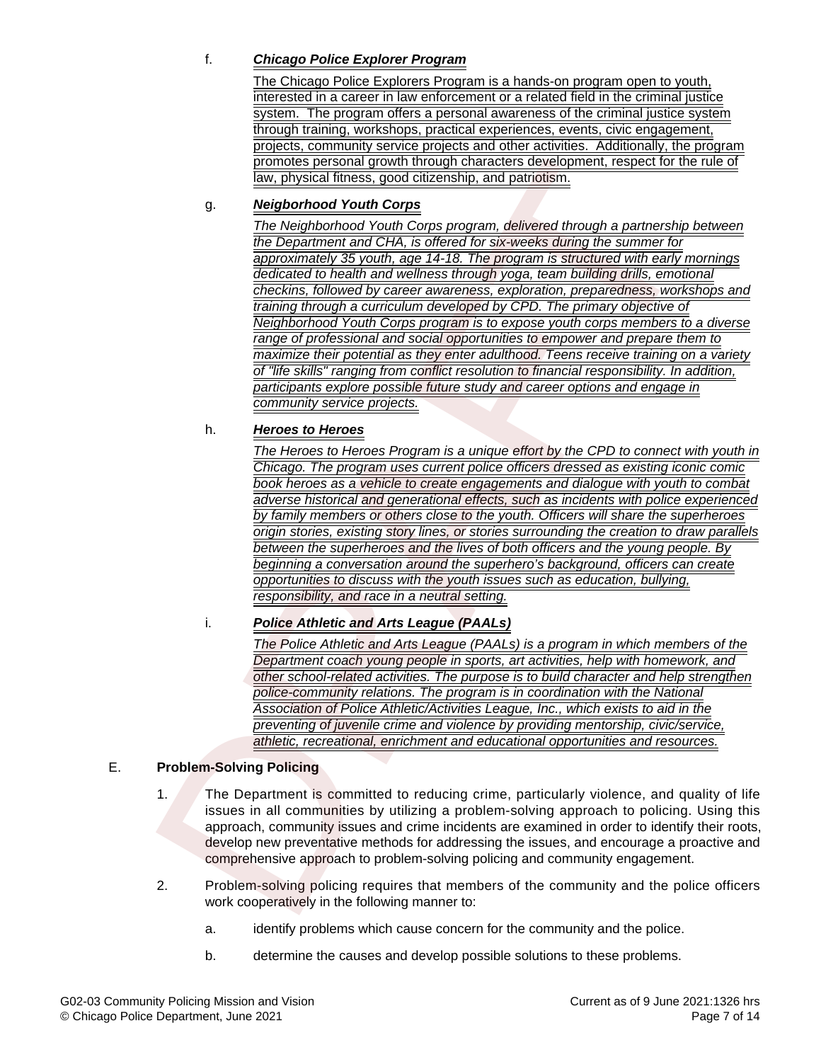f. ***Chicago Police Explorer Program***

The Chicago Police Explorers Program is a hands-on program open to youth, interested in a career in law enforcement or a related field in the criminal justice system. The program offers a personal awareness of the criminal justice system through training, workshops, practical experiences, events, civic engagement, projects, community service projects and other activities. Additionally, the program promotes personal growth through characters development, respect for the rule of law, physical fitness, good citizenship, and patriotism.

g. ***Neigborhood Youth Corps***

*The Neighborhood Youth Corps program, delivered through a partnership between the Department and CHA, is offered for six-weeks during the summer for approximately 35 youth, age 14-18. The program is structured with early mornings dedicated to health and wellness through yoga, team building drills, emotional checkins, followed by career awareness, exploration, preparedness, workshops and training through a curriculum developed by CPD. The primary objective of Neighborhood Youth Corps program is to expose youth corps members to a diverse range of professional and social opportunities to empower and prepare them to maximize their potential as they enter adulthood. Teens receive training on a variety of "life skills" ranging from conflict resolution to financial responsibility. In addition, participants explore possible future study and career options and engage in community service projects.*

h. ***Heroes to Heroes***

*The Heroes to Heroes Program is a unique effort by the CPD to connect with youth in Chicago. The program uses current police officers dressed as existing iconic comic book heroes as a vehicle to create engagements and dialogue with youth to combat adverse historical and generational effects, such as incidents with police experienced by family members or others close to the youth. Officers will share the superheroes origin stories, existing story lines, or stories surrounding the creation to draw parallels between the superheroes and the lives of both officers and the young people. By beginning a conversation around the superhero's background, officers can create opportunities to discuss with the youth issues such as education, bullying, responsibility, and race in a neutral setting.*

i. ***Police Athletic and Arts League (PAALs)***

*The Police Athletic and Arts League (PAALs) is a program in which members of the Department coach young people in sports, art activities, help with homework, and other school-related activities. The purpose is to build character and help strengthen police-community relations. The program is in coordination with the National Association of Police Athletic/Activities League, Inc., which exists to aid in the preventing of juvenile crime and violence by providing mentorship, civic/service, athletic, recreational, enrichment and educational opportunities and resources.*

E. **Problem-Solving Policing**

1. The Department is committed to reducing crime, particularly violence, and quality of life issues in all communities by utilizing a problem-solving approach to policing. Using this approach, community issues and crime incidents are examined in order to identify their roots, develop new preventative methods for addressing the issues, and encourage a proactive and comprehensive approach to problem-solving policing and community engagement.

2. Problem-solving policing requires that members of the community and the police officers work cooperatively in the following manner to:

   a. identify problems which cause concern for the community and the police.

   b. determine the causes and develop possible solutions to these problems.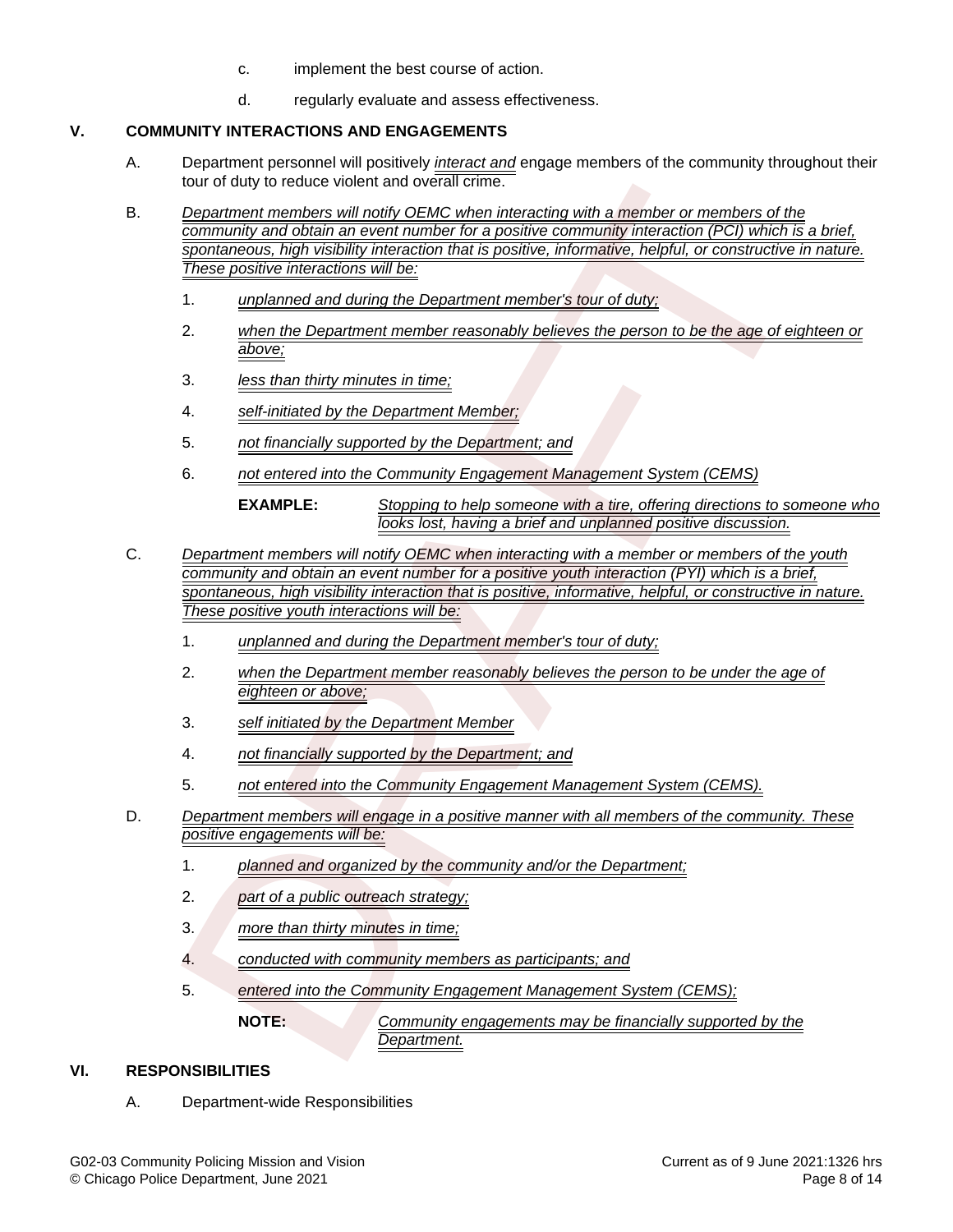c. implement the best course of action.

d. regularly evaluate and assess effectiveness.

## V. COMMUNITY INTERACTIONS AND ENGAGEMENTS

A. Department personnel will positively *interact and* engage members of the community throughout their tour of duty to reduce violent and overall crime.

B. *Department members will notify OEMC when interacting with a member or members of the community and obtain an event number for a positive community interaction (PCI) which is a brief, spontaneous, high visibility interaction that is positive, informative, helpful, or constructive in nature. These positive interactions will be:*

1. *unplanned and during the Department member's tour of duty;*
2. *when the Department member reasonably believes the person to be the age of eighteen or above;*
3. *less than thirty minutes in time;*
4. *self-initiated by the Department Member;*
5. *not financially supported by the Department; and*
6. *not entered into the Community Engagement Management System (CEMS)*

**EXAMPLE:** *Stopping to help someone with a tire, offering directions to someone who looks lost, having a brief and unplanned positive discussion.*

C. *Department members will notify OEMC when interacting with a member or members of the youth community and obtain an event number for a positive youth interaction (PYI) which is a brief, spontaneous, high visibility interaction that is positive, informative, helpful, or constructive in nature. These positive youth interactions will be:*

1. *unplanned and during the Department member's tour of duty;*
2. *when the Department member reasonably believes the person to be under the age of eighteen or above;*
3. *self initiated by the Department Member*
4. *not financially supported by the Department; and*
5. *not entered into the Community Engagement Management System (CEMS).*

D. *Department members will engage in a positive manner with all members of the community. These positive engagements will be:*

1. *planned and organized by the community and/or the Department;*
2. *part of a public outreach strategy;*
3. *more than thirty minutes in time;*
4. *conducted with community members as participants; and*
5. *entered into the Community Engagement Management System (CEMS);*

**NOTE:** *Community engagements may be financially supported by the Department.*

## VI. RESPONSIBILITIES

A. Department-wide Responsibilities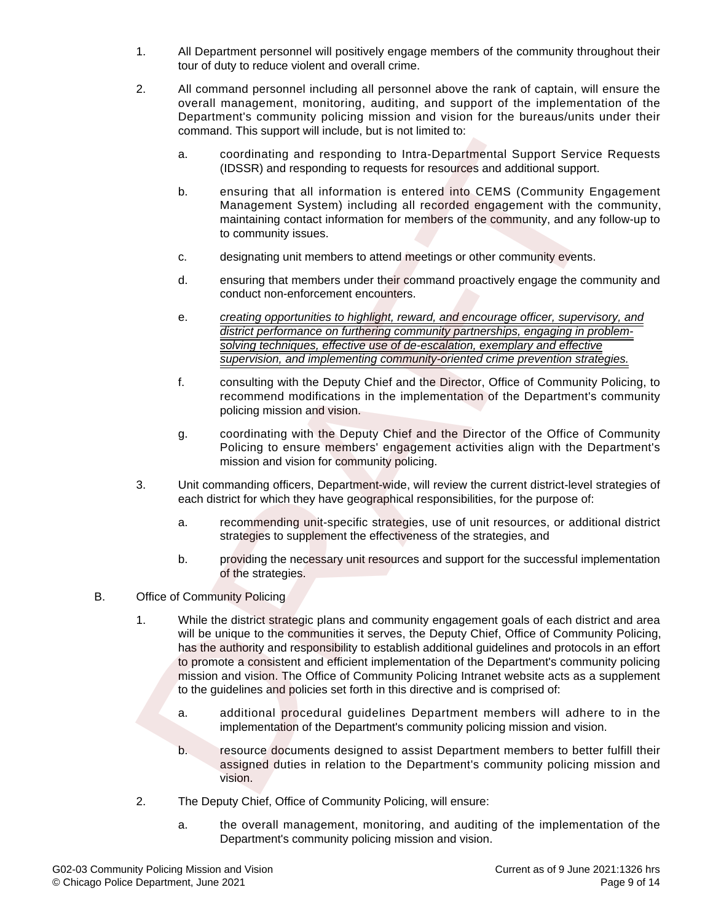1. All Department personnel will positively engage members of the community throughout their tour of duty to reduce violent and overall crime.

2. All command personnel including all personnel above the rank of captain, will ensure the overall management, monitoring, auditing, and support of the implementation of the Department's community policing mission and vision for the bureaus/units under their command. This support will include, but is not limited to:

   a. coordinating and responding to Intra-Departmental Support Service Requests (IDSSR) and responding to requests for resources and additional support.

   b. ensuring that all information is entered into CEMS (Community Engagement Management System) including all recorded engagement with the community, maintaining contact information for members of the community, and any follow-up to to community issues.

   c. designating unit members to attend meetings or other community events.

   d. ensuring that members under their command proactively engage the community and conduct non-enforcement encounters.

   e. *creating opportunities to highlight, reward, and encourage officer, supervisory, and district performance on furthering community partnerships, engaging in problem-solving techniques, effective use of de-escalation, exemplary and effective supervision, and implementing community-oriented crime prevention strategies.*

   f. consulting with the Deputy Chief and the Director, Office of Community Policing, to recommend modifications in the implementation of the Department's community policing mission and vision.

   g. coordinating with the Deputy Chief and the Director of the Office of Community Policing to ensure members' engagement activities align with the Department's mission and vision for community policing.

3. Unit commanding officers, Department-wide, will review the current district-level strategies of each district for which they have geographical responsibilities, for the purpose of:

   a. recommending unit-specific strategies, use of unit resources, or additional district strategies to supplement the effectiveness of the strategies, and

   b. providing the necessary unit resources and support for the successful implementation of the strategies.

B. Office of Community Policing

1. While the district strategic plans and community engagement goals of each district and area will be unique to the communities it serves, the Deputy Chief, Office of Community Policing, has the authority and responsibility to establish additional guidelines and protocols in an effort to promote a consistent and efficient implementation of the Department's community policing mission and vision. The Office of Community Policing Intranet website acts as a supplement to the guidelines and policies set forth in this directive and is comprised of:

   a. additional procedural guidelines Department members will adhere to in the implementation of the Department's community policing mission and vision.

   b. resource documents designed to assist Department members to better fulfill their assigned duties in relation to the Department's community policing mission and vision.

2. The Deputy Chief, Office of Community Policing, will ensure:

   a. the overall management, monitoring, and auditing of the implementation of the Department's community policing mission and vision.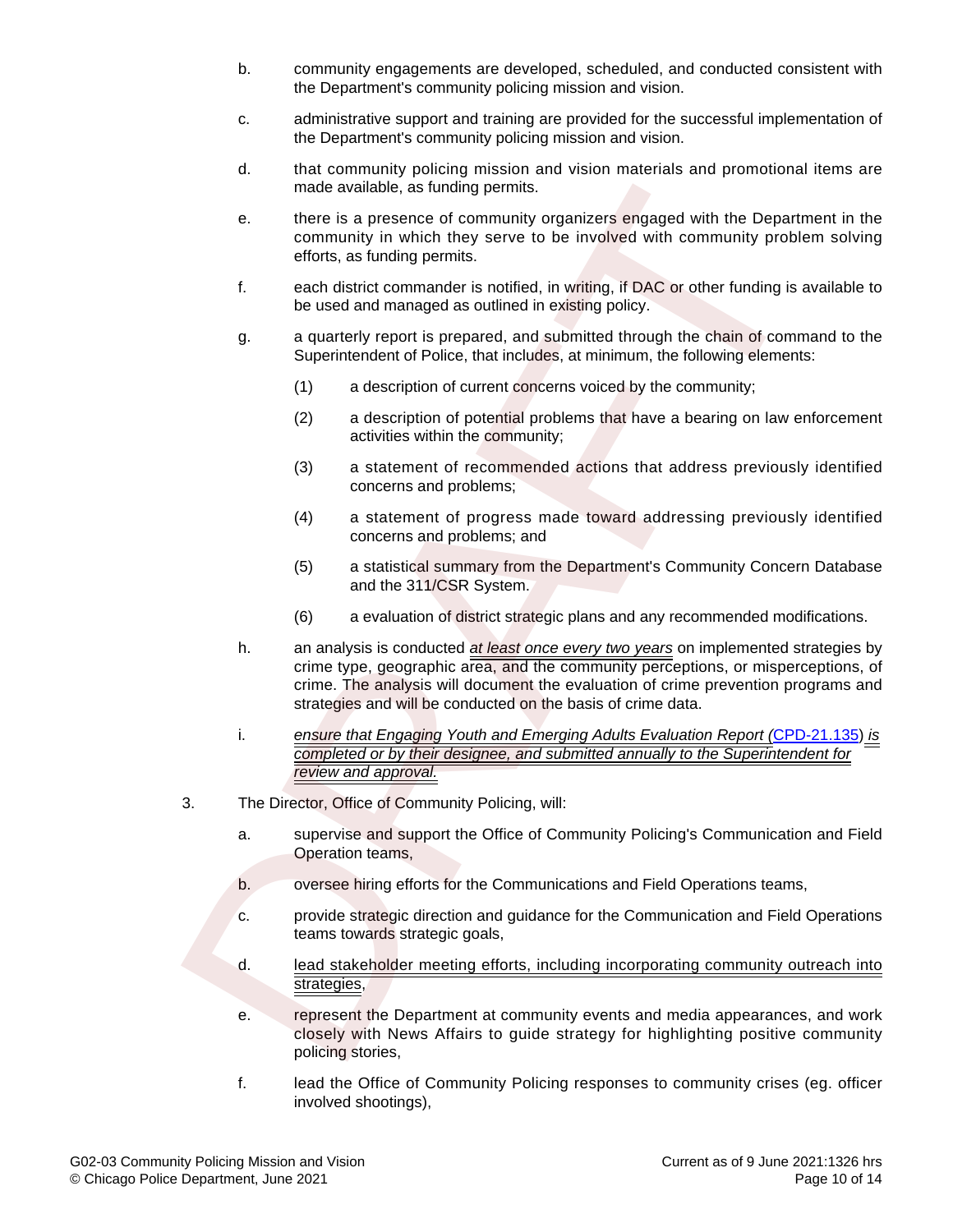b. community engagements are developed, scheduled, and conducted consistent with the Department's community policing mission and vision.

c. administrative support and training are provided for the successful implementation of the Department's community policing mission and vision.

d. that community policing mission and vision materials and promotional items are made available, as funding permits.

e. there is a presence of community organizers engaged with the Department in the community in which they serve to be involved with community problem solving efforts, as funding permits.

f. each district commander is notified, in writing, if DAC or other funding is available to be used and managed as outlined in existing policy.

g. a quarterly report is prepared, and submitted through the chain of command to the Superintendent of Police, that includes, at minimum, the following elements:

   (1) a description of current concerns voiced by the community;

   (2) a description of potential problems that have a bearing on law enforcement activities within the community;

   (3) a statement of recommended actions that address previously identified concerns and problems;

   (4) a statement of progress made toward addressing previously identified concerns and problems; and

   (5) a statistical summary from the Department's Community Concern Database and the 311/CSR System.

   (6) a evaluation of district strategic plans and any recommended modifications.

h. an analysis is conducted *at least once every two years* on implemented strategies by crime type, geographic area, and the community perceptions, or misperceptions, of crime. The analysis will document the evaluation of crime prevention programs and strategies and will be conducted on the basis of crime data.

i. *ensure that Engaging Youth and Emerging Adults Evaluation Report (*CPD-21.135*) is completed or by their designee, and submitted annually to the Superintendent for review and approval.*

3. The Director, Office of Community Policing, will:

   a. supervise and support the Office of Community Policing's Communication and Field Operation teams,

   b. oversee hiring efforts for the Communications and Field Operations teams,

   c. provide strategic direction and guidance for the Communication and Field Operations teams towards strategic goals,

   d. lead stakeholder meeting efforts, including incorporating community outreach into strategies,

   e. represent the Department at community events and media appearances, and work closely with News Affairs to guide strategy for highlighting positive community policing stories,

   f. lead the Office of Community Policing responses to community crises (eg. officer involved shootings),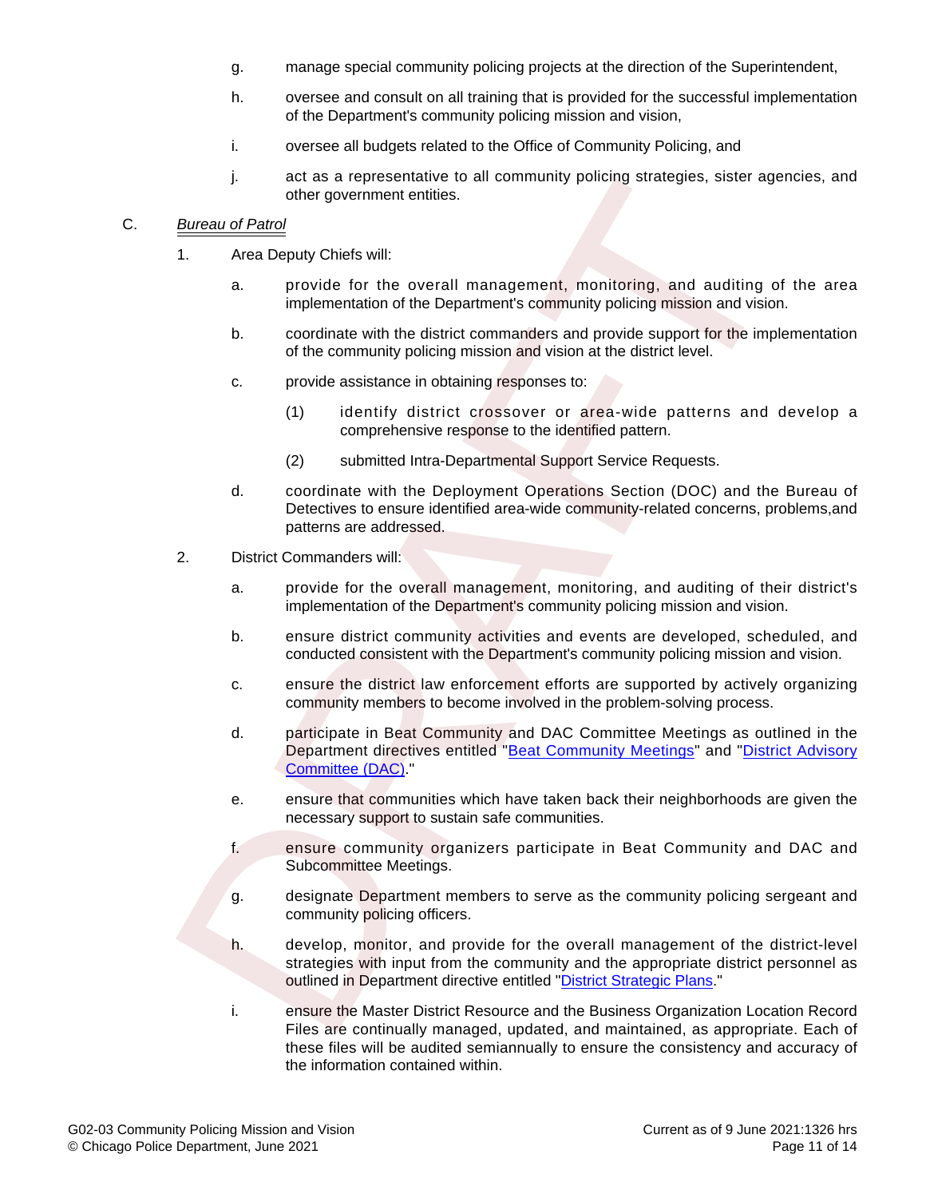g. manage special community policing projects at the direction of the Superintendent,

h. oversee and consult on all training that is provided for the successful implementation of the Department's community policing mission and vision,

i. oversee all budgets related to the Office of Community Policing, and

j. act as a representative to all community policing strategies, sister agencies, and other government entities.

C. *Bureau of Patrol*

1. Area Deputy Chiefs will:

   a. provide for the overall management, monitoring, and auditing of the area implementation of the Department's community policing mission and vision.

   b. coordinate with the district commanders and provide support for the implementation of the community policing mission and vision at the district level.

   c. provide assistance in obtaining responses to:

      (1) identify district crossover or area-wide patterns and develop a comprehensive response to the identified pattern.

      (2) submitted Intra-Departmental Support Service Requests.

   d. coordinate with the Deployment Operations Section (DOC) and the Bureau of Detectives to ensure identified area-wide community-related concerns, problems,and patterns are addressed.

2. District Commanders will:

   a. provide for the overall management, monitoring, and auditing of their district's implementation of the Department's community policing mission and vision.

   b. ensure district community activities and events are developed, scheduled, and conducted consistent with the Department's community policing mission and vision.

   c. ensure the district law enforcement efforts are supported by actively organizing community members to become involved in the problem-solving process.

   d. participate in Beat Community and DAC Committee Meetings as outlined in the Department directives entitled "Beat Community Meetings" and "District Advisory Committee (DAC)."

   e. ensure that communities which have taken back their neighborhoods are given the necessary support to sustain safe communities.

   f. ensure community organizers participate in Beat Community and DAC and Subcommittee Meetings.

   g. designate Department members to serve as the community policing sergeant and community policing officers.

   h. develop, monitor, and provide for the overall management of the district-level strategies with input from the community and the appropriate district personnel as outlined in Department directive entitled "District Strategic Plans."

   i. ensure the Master District Resource and the Business Organization Location Record Files are continually managed, updated, and maintained, as appropriate. Each of these files will be audited semiannually to ensure the consistency and accuracy of the information contained within.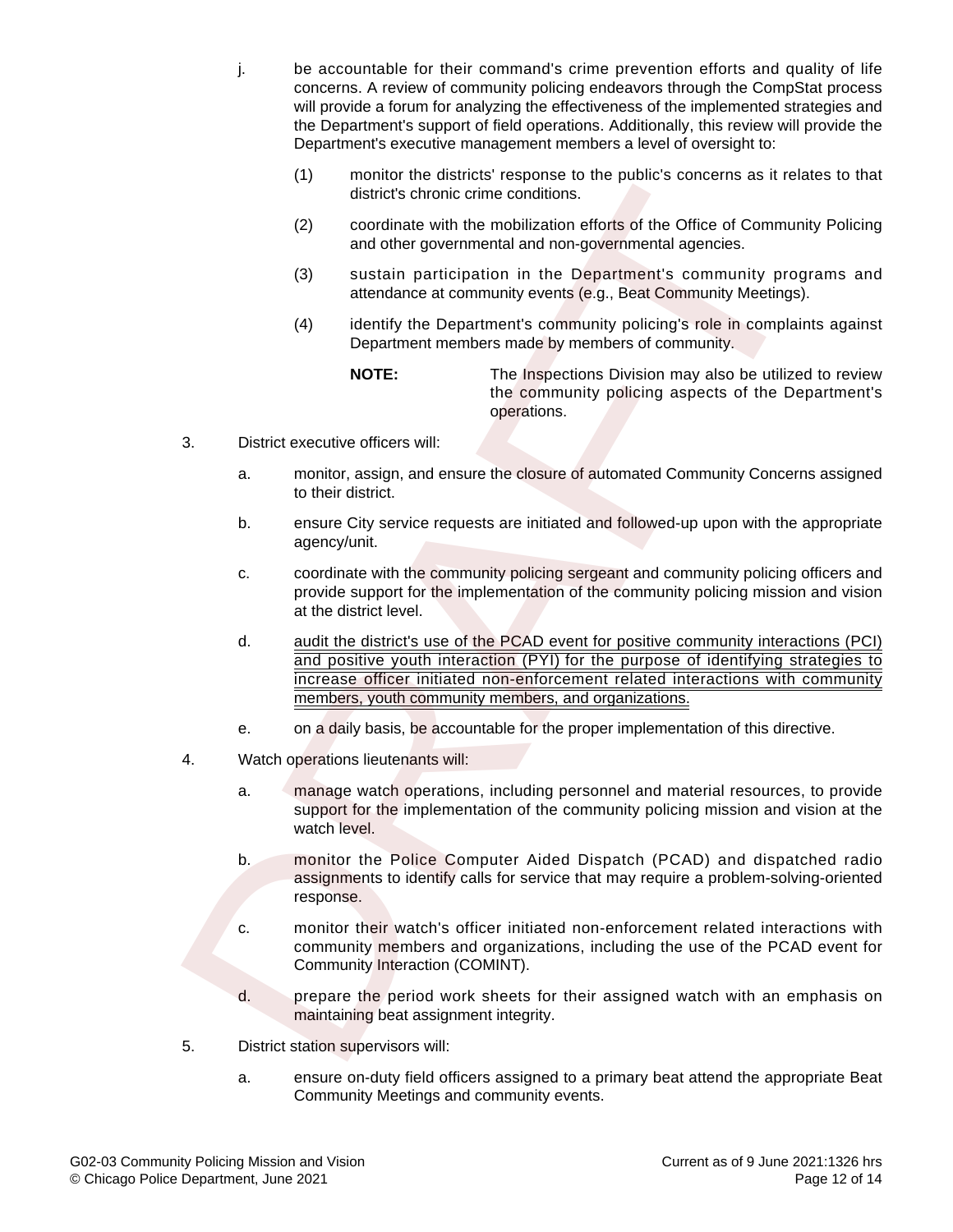j. be accountable for their command's crime prevention efforts and quality of life concerns. A review of community policing endeavors through the CompStat process will provide a forum for analyzing the effectiveness of the implemented strategies and the Department's support of field operations. Additionally, this review will provide the Department's executive management members a level of oversight to:

   (1) monitor the districts' response to the public's concerns as it relates to that district's chronic crime conditions.

   (2) coordinate with the mobilization efforts of the Office of Community Policing and other governmental and non-governmental agencies.

   (3) sustain participation in the Department's community programs and attendance at community events (e.g., Beat Community Meetings).

   (4) identify the Department's community policing's role in complaints against Department members made by members of community.

   **NOTE:** The Inspections Division may also be utilized to review the community policing aspects of the Department's operations.

3. District executive officers will:

   a. monitor, assign, and ensure the closure of automated Community Concerns assigned to their district.

   b. ensure City service requests are initiated and followed-up upon with the appropriate agency/unit.

   c. coordinate with the community policing sergeant and community policing officers and provide support for the implementation of the community policing mission and vision at the district level.

   d. audit the district's use of the PCAD event for positive community interactions (PCI) and positive youth interaction (PYI) for the purpose of identifying strategies to increase officer initiated non-enforcement related interactions with community members, youth community members, and organizations.

   e. on a daily basis, be accountable for the proper implementation of this directive.

4. Watch operations lieutenants will:

   a. manage watch operations, including personnel and material resources, to provide support for the implementation of the community policing mission and vision at the watch level.

   b. monitor the Police Computer Aided Dispatch (PCAD) and dispatched radio assignments to identify calls for service that may require a problem-solving-oriented response.

   c. monitor their watch's officer initiated non-enforcement related interactions with community members and organizations, including the use of the PCAD event for Community Interaction (COMINT).

   d. prepare the period work sheets for their assigned watch with an emphasis on maintaining beat assignment integrity.

5. District station supervisors will:

   a. ensure on-duty field officers assigned to a primary beat attend the appropriate Beat Community Meetings and community events.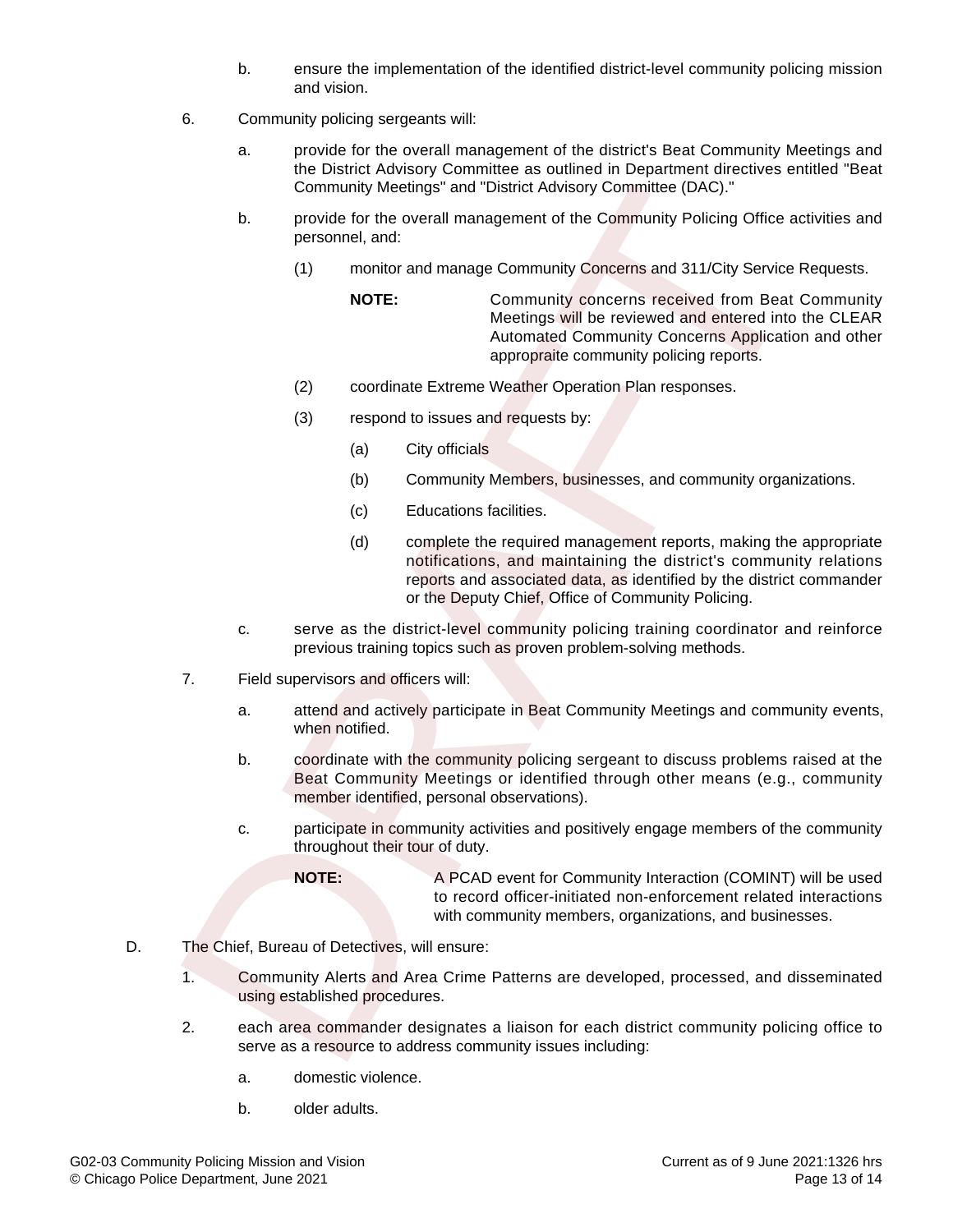b. ensure the implementation of the identified district-level community policing mission and vision.

6. Community policing sergeants will:

   a. provide for the overall management of the district's Beat Community Meetings and the District Advisory Committee as outlined in Department directives entitled "Beat Community Meetings" and "District Advisory Committee (DAC)."

   b. provide for the overall management of the Community Policing Office activities and personnel, and:

      (1) monitor and manage Community Concerns and 311/City Service Requests.

      **NOTE:** Community concerns received from Beat Community Meetings will be reviewed and entered into the CLEAR Automated Community Concerns Application and other appropraite community policing reports.

      (2) coordinate Extreme Weather Operation Plan responses.

      (3) respond to issues and requests by:

         (a) City officials

         (b) Community Members, businesses, and community organizations.

         (c) Educations facilities.

         (d) complete the required management reports, making the appropriate notifications, and maintaining the district's community relations reports and associated data, as identified by the district commander or the Deputy Chief, Office of Community Policing.

   c. serve as the district-level community policing training coordinator and reinforce previous training topics such as proven problem-solving methods.

7. Field supervisors and officers will:

   a. attend and actively participate in Beat Community Meetings and community events, when notified.

   b. coordinate with the community policing sergeant to discuss problems raised at the Beat Community Meetings or identified through other means (e.g., community member identified, personal observations).

   c. participate in community activities and positively engage members of the community throughout their tour of duty.

   **NOTE:** A PCAD event for Community Interaction (COMINT) will be used to record officer-initiated non-enforcement related interactions with community members, organizations, and businesses.

D. The Chief, Bureau of Detectives, will ensure:

   1. Community Alerts and Area Crime Patterns are developed, processed, and disseminated using established procedures.

   2. each area commander designates a liaison for each district community policing office to serve as a resource to address community issues including:

      a. domestic violence.

      b. older adults.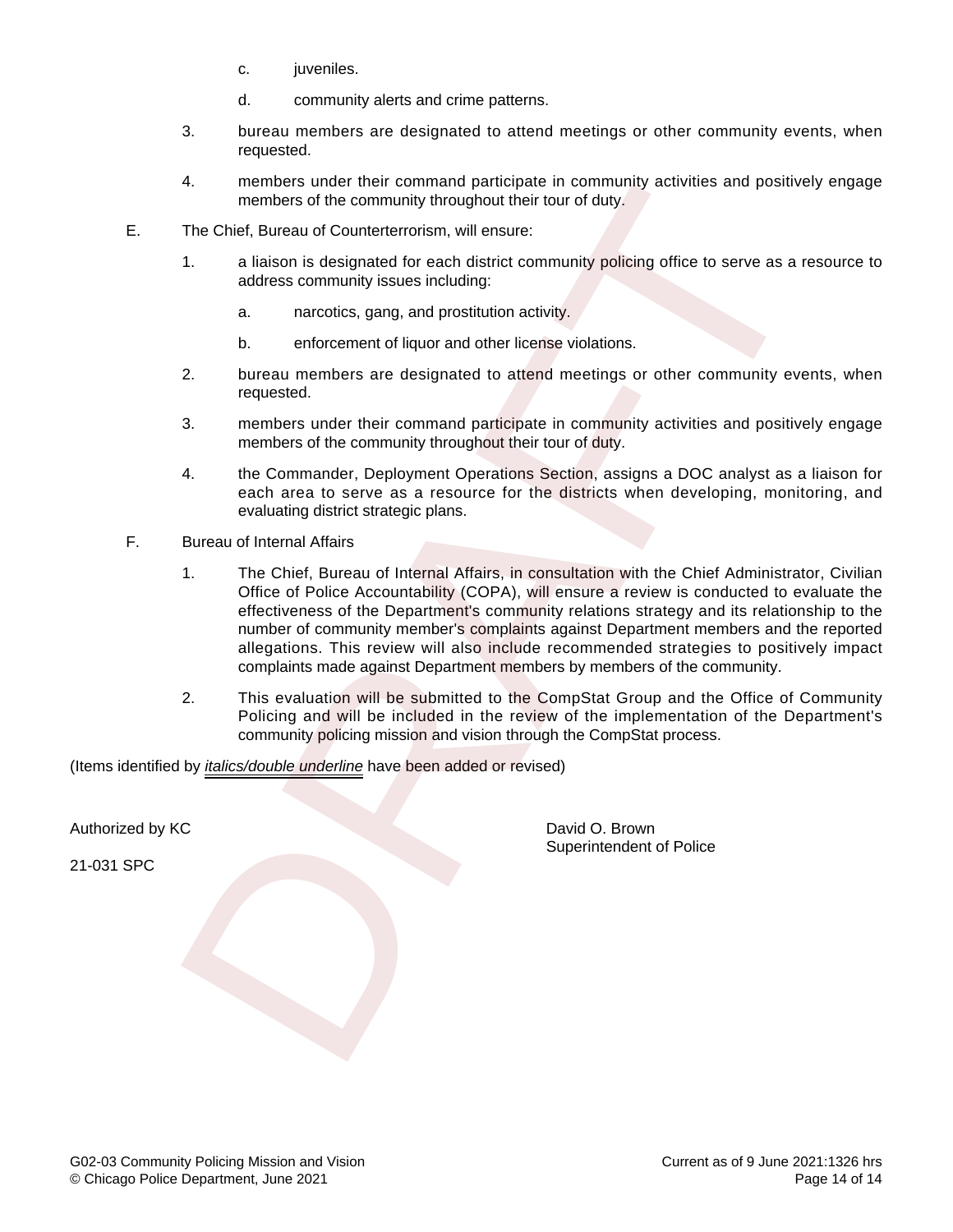c. juveniles.

d. community alerts and crime patterns.

3. bureau members are designated to attend meetings or other community events, when requested.

4. members under their command participate in community activities and positively engage members of the community throughout their tour of duty.

E. The Chief, Bureau of Counterterrorism, will ensure:

1. a liaison is designated for each district community policing office to serve as a resource to address community issues including:

   a. narcotics, gang, and prostitution activity.

   b. enforcement of liquor and other license violations.

2. bureau members are designated to attend meetings or other community events, when requested.

3. members under their command participate in community activities and positively engage members of the community throughout their tour of duty.

4. the Commander, Deployment Operations Section, assigns a DOC analyst as a liaison for each area to serve as a resource for the districts when developing, monitoring, and evaluating district strategic plans.

F. Bureau of Internal Affairs

1. The Chief, Bureau of Internal Affairs, in consultation with the Chief Administrator, Civilian Office of Police Accountability (COPA), will ensure a review is conducted to evaluate the effectiveness of the Department's community relations strategy and its relationship to the number of community member's complaints against Department members and the reported allegations. This review will also include recommended strategies to positively impact complaints made against Department members by members of the community.

2. This evaluation will be submitted to the CompStat Group and the Office of Community Policing and will be included in the review of the implementation of the Department's community policing mission and vision through the CompStat process.

(Items identified by *italics/double underline* have been added or revised)

Authorized by KC

21-031 SPC

David O. Brown
Superintendent of Police

G02-03 Community Policing Mission and Vision
© Chicago Police Department, June 2021

Current as of 9 June 2021:1326 hrs